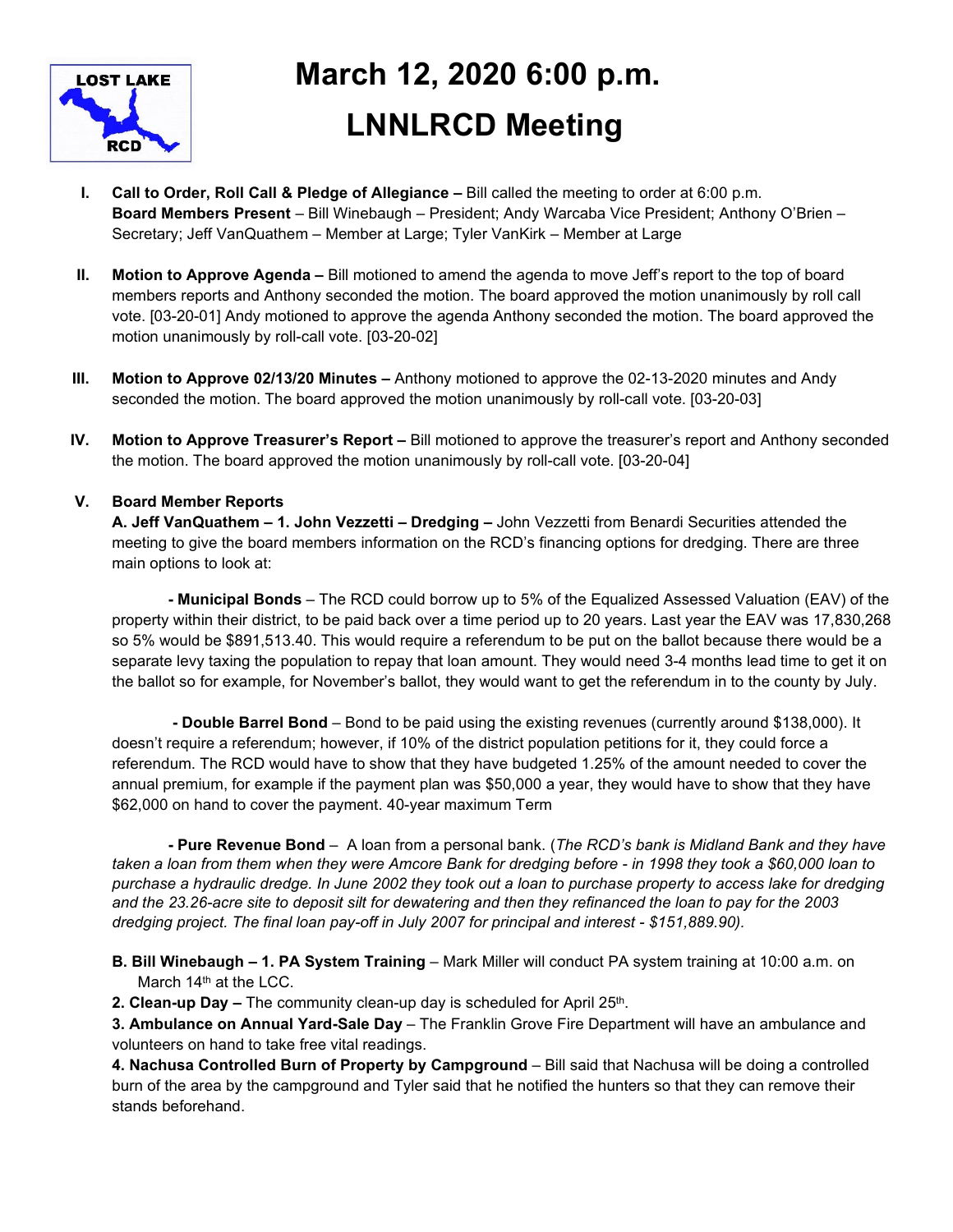# March 12, 2020 6:00 p.m.

# LNNLRCD Meeting

I. **Call to Order, Roll Call & Pledge of Allegiance –** Bill called the meeting to order at 6:00 p.m. **Board Members Present** – Bill Winebaugh – President; Andy Warcaba Vice President; Anthony O'Brien – Secretary; Jeff VanQuathem – Member at Large; Tyler VanKirk – Member at Large

II. **Motion to Approve Agenda –** Bill motioned to amend the agenda to move Jeff's report to the top of board members reports and Anthony seconded the motion. The board approved the motion unanimously by roll call vote. [03-20-01] Andy motioned to approve the agenda Anthony seconded the motion. The board approved the motion unanimously by roll-call vote. [03-20-02]

III. **Motion to Approve 02/13/20 Minutes –** Anthony motioned to approve the 02-13-2020 minutes and Andy seconded the motion. The board approved the motion unanimously by roll-call vote. [03-20-03]

IV. **Motion to Approve Treasurer's Report –** Bill motioned to approve the treasurer's report and Anthony seconded the motion. The board approved the motion unanimously by roll-call vote. [03-20-04]

V. **Board Member Reports**

**A. Jeff VanQuathem – 1. John Vezzetti – Dredging –** John Vezzetti from Benardi Securities attended the meeting to give the board members information on the RCD's financing options for dredging. There are three main options to look at:

**- Municipal Bonds** – The RCD could borrow up to 5% of the Equalized Assessed Valuation (EAV) of the property within their district, to be paid back over a time period up to 20 years. Last year the EAV was 17,830,268 so 5% would be $891,513.40. This would require a referendum to be put on the ballot because there would be a separate levy taxing the population to repay that loan amount. They would need 3-4 months lead time to get it on the ballot so for example, for November's ballot, they would want to get the referendum in to the county by July.

**- Double Barrel Bond** – Bond to be paid using the existing revenues (currently around $138,000). It doesn't require a referendum; however, if 10% of the district population petitions for it, they could force a referendum. The RCD would have to show that they have budgeted 1.25% of the amount needed to cover the annual premium, for example if the payment plan was $50,000 a year, they would have to show that they have $62,000 on hand to cover the payment. 40-year maximum Term

**- Pure Revenue Bond** – A loan from a personal bank. (*The RCD's bank is Midland Bank and they have taken a loan from them when they were Amcore Bank for dredging before - in 1998 they took a $60,000 loan to purchase a hydraulic dredge. In June 2002 they took out a loan to purchase property to access lake for dredging and the 23.26-acre site to deposit silt for dewatering and then they refinanced the loan to pay for the 2003 dredging project. The final loan pay-off in July 2007 for principal and interest - $151,889.90).*

**B. Bill Winebaugh – 1. PA System Training** – Mark Miller will conduct PA system training at 10:00 a.m. on March 14th at the LCC.

**2. Clean-up Day –** The community clean-up day is scheduled for April 25th.

**3. Ambulance on Annual Yard-Sale Day** – The Franklin Grove Fire Department will have an ambulance and volunteers on hand to take free vital readings.

**4. Nachusa Controlled Burn of Property by Campground** – Bill said that Nachusa will be doing a controlled burn of the area by the campground and Tyler said that he notified the hunters so that they can remove their stands beforehand.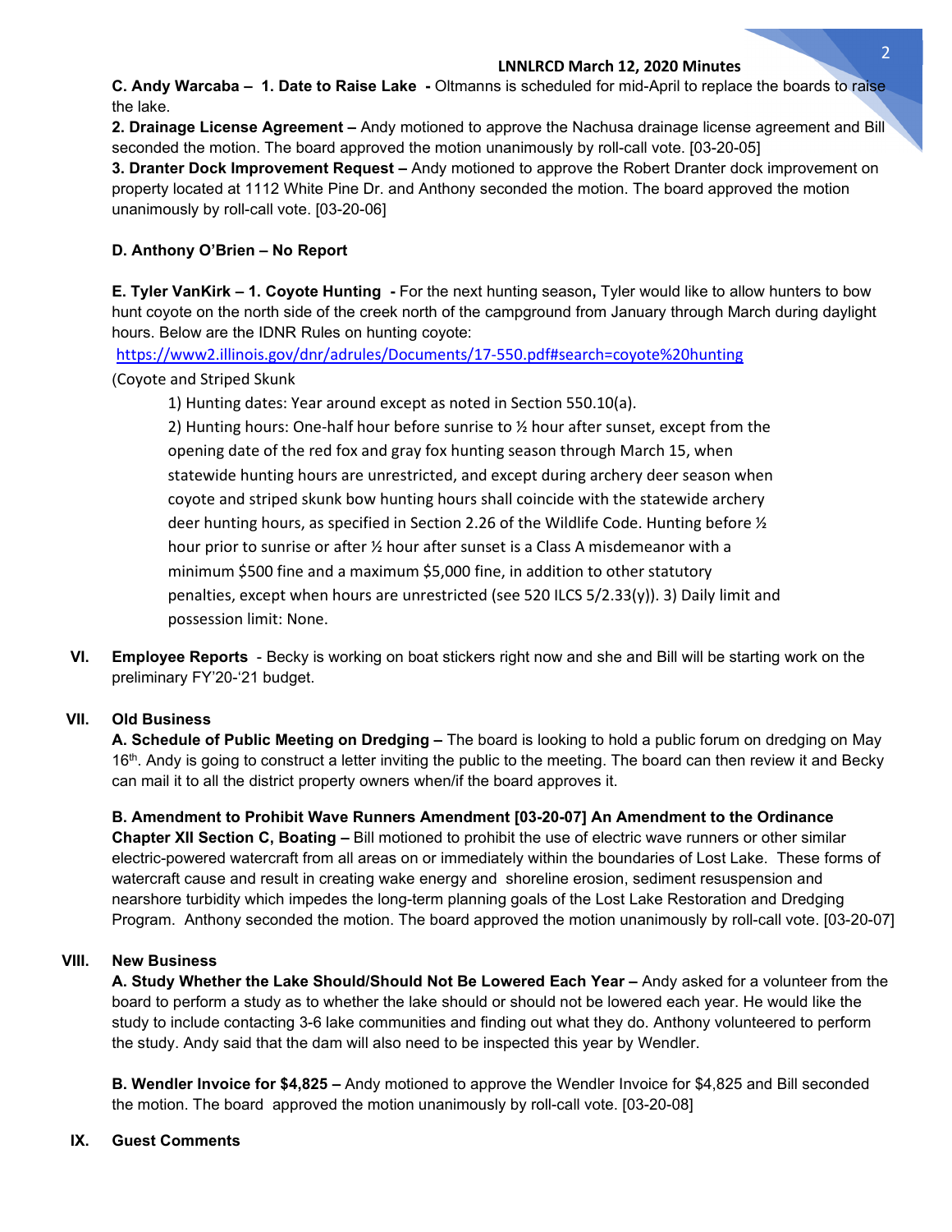**C. Andy Warcaba – 1. Date to Raise Lake -** Oltmanns is scheduled for mid-April to replace the boards to raise the lake.

**2. Drainage License Agreement –** Andy motioned to approve the Nachusa drainage license agreement and Bill seconded the motion. The board approved the motion unanimously by roll-call vote. [03-20-05]

**3. Dranter Dock Improvement Request –** Andy motioned to approve the Robert Dranter dock improvement on property located at 1112 White Pine Dr. and Anthony seconded the motion. The board approved the motion unanimously by roll-call vote. [03-20-06]

**D. Anthony O'Brien – No Report**

**E. Tyler VanKirk – 1. Coyote Hunting -** For the next hunting season**,** Tyler would like to allow hunters to bow hunt coyote on the north side of the creek north of the campground from January through March during daylight hours. Below are the IDNR Rules on hunting coyote:

https://www2.illinois.gov/dnr/adrules/Documents/17-550.pdf#search=coyote%20hunting

(Coyote and Striped Skunk

1) Hunting dates: Year around except as noted in Section 550.10(a).

2) Hunting hours: One-half hour before sunrise to ½ hour after sunset, except from the opening date of the red fox and gray fox hunting season through March 15, when statewide hunting hours are unrestricted, and except during archery deer season when coyote and striped skunk bow hunting hours shall coincide with the statewide archery deer hunting hours, as specified in Section 2.26 of the Wildlife Code. Hunting before ½ hour prior to sunrise or after ½ hour after sunset is a Class A misdemeanor with a minimum $500 fine and a maximum $5,000 fine, in addition to other statutory penalties, except when hours are unrestricted (see 520 ILCS 5/2.33(y)). 3) Daily limit and possession limit: None.

**VI. Employee Reports** - Becky is working on boat stickers right now and she and Bill will be starting work on the preliminary FY'20-'21 budget.

**VII. Old Business**

**A. Schedule of Public Meeting on Dredging –** The board is looking to hold a public forum on dredging on May 16th. Andy is going to construct a letter inviting the public to the meeting. The board can then review it and Becky can mail it to all the district property owners when/if the board approves it.

**B. Amendment to Prohibit Wave Runners Amendment [03-20-07] An Amendment to the Ordinance Chapter XII Section C, Boating –** Bill motioned to prohibit the use of electric wave runners or other similar electric-powered watercraft from all areas on or immediately within the boundaries of Lost Lake. These forms of watercraft cause and result in creating wake energy and shoreline erosion, sediment resuspension and nearshore turbidity which impedes the long-term planning goals of the Lost Lake Restoration and Dredging Program. Anthony seconded the motion. The board approved the motion unanimously by roll-call vote. [03-20-07]

**VIII. New Business**

**A. Study Whether the Lake Should/Should Not Be Lowered Each Year –** Andy asked for a volunteer from the board to perform a study as to whether the lake should or should not be lowered each year. He would like the study to include contacting 3-6 lake communities and finding out what they do. Anthony volunteered to perform the study. Andy said that the dam will also need to be inspected this year by Wendler.

**B. Wendler Invoice for $4,825 –** Andy motioned to approve the Wendler Invoice for $4,825 and Bill seconded the motion. The board approved the motion unanimously by roll-call vote. [03-20-08]

**IX. Guest Comments**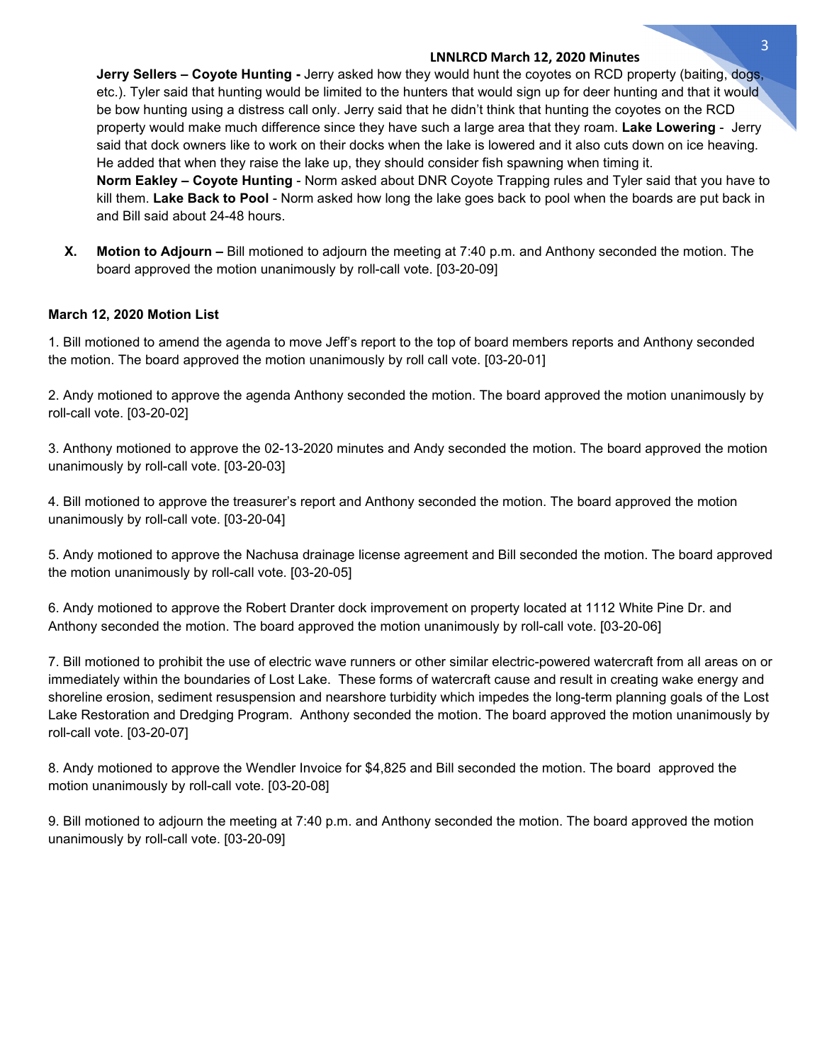**Jerry Sellers – Coyote Hunting -** Jerry asked how they would hunt the coyotes on RCD property (baiting, dogs, etc.). Tyler said that hunting would be limited to the hunters that would sign up for deer hunting and that it would be bow hunting using a distress call only. Jerry said that he didn't think that hunting the coyotes on the RCD property would make much difference since they have such a large area that they roam. **Lake Lowering** - Jerry said that dock owners like to work on their docks when the lake is lowered and it also cuts down on ice heaving. He added that when they raise the lake up, they should consider fish spawning when timing it.

**Norm Eakley – Coyote Hunting** - Norm asked about DNR Coyote Trapping rules and Tyler said that you have to kill them. **Lake Back to Pool** - Norm asked how long the lake goes back to pool when the boards are put back in and Bill said about 24-48 hours.

**X. Motion to Adjourn –** Bill motioned to adjourn the meeting at 7:40 p.m. and Anthony seconded the motion. The board approved the motion unanimously by roll-call vote. [03-20-09]

**March 12, 2020 Motion List**

1. Bill motioned to amend the agenda to move Jeff's report to the top of board members reports and Anthony seconded the motion. The board approved the motion unanimously by roll call vote. [03-20-01]

2. Andy motioned to approve the agenda Anthony seconded the motion. The board approved the motion unanimously by roll-call vote. [03-20-02]

3. Anthony motioned to approve the 02-13-2020 minutes and Andy seconded the motion. The board approved the motion unanimously by roll-call vote. [03-20-03]

4. Bill motioned to approve the treasurer's report and Anthony seconded the motion. The board approved the motion unanimously by roll-call vote. [03-20-04]

5. Andy motioned to approve the Nachusa drainage license agreement and Bill seconded the motion. The board approved the motion unanimously by roll-call vote. [03-20-05]

6. Andy motioned to approve the Robert Dranter dock improvement on property located at 1112 White Pine Dr. and Anthony seconded the motion. The board approved the motion unanimously by roll-call vote. [03-20-06]

7. Bill motioned to prohibit the use of electric wave runners or other similar electric-powered watercraft from all areas on or immediately within the boundaries of Lost Lake. These forms of watercraft cause and result in creating wake energy and shoreline erosion, sediment resuspension and nearshore turbidity which impedes the long-term planning goals of the Lost Lake Restoration and Dredging Program. Anthony seconded the motion. The board approved the motion unanimously by roll-call vote. [03-20-07]

8. Andy motioned to approve the Wendler Invoice for $4,825 and Bill seconded the motion. The board approved the motion unanimously by roll-call vote. [03-20-08]

9. Bill motioned to adjourn the meeting at 7:40 p.m. and Anthony seconded the motion. The board approved the motion unanimously by roll-call vote. [03-20-09]